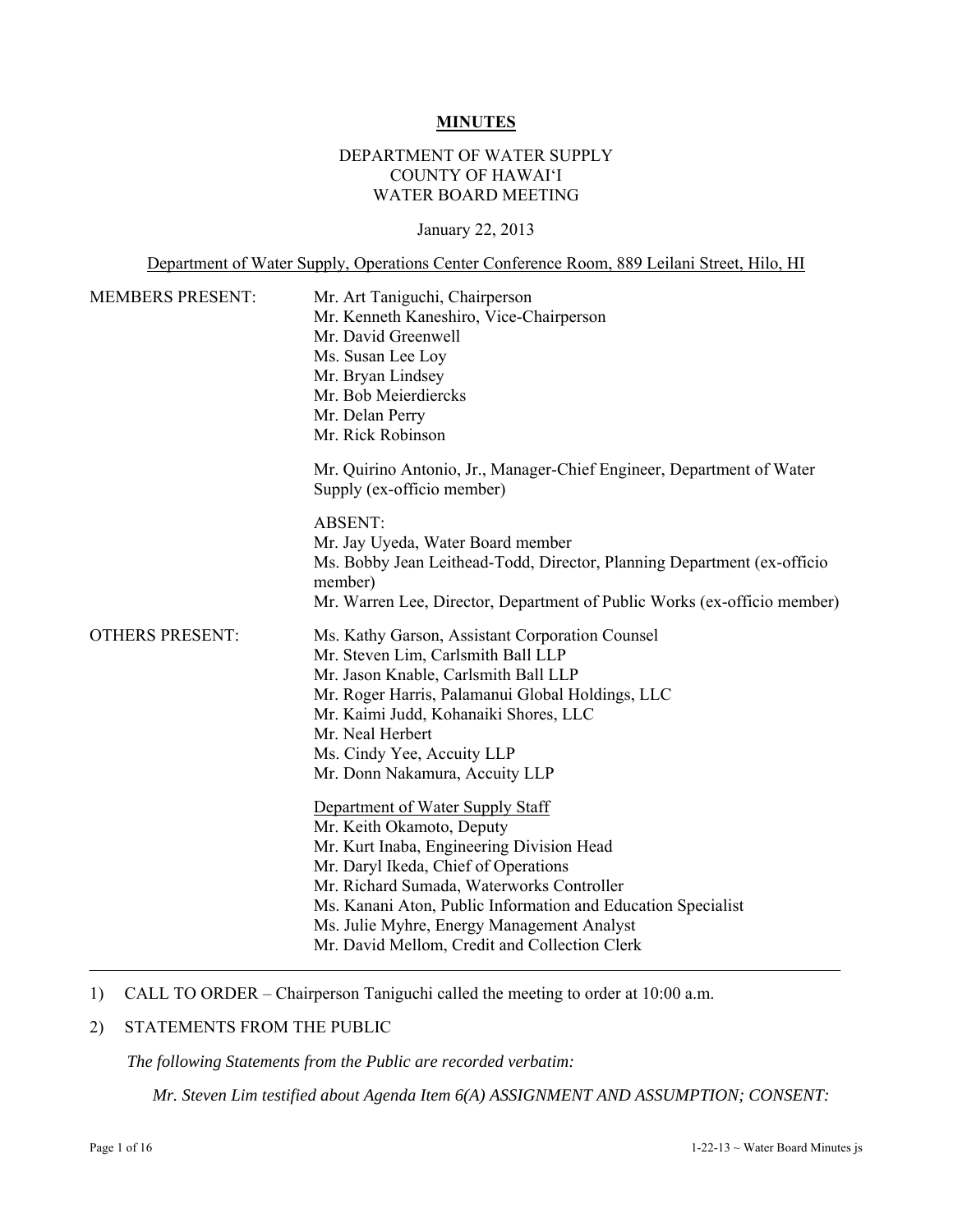**MINUTES**

DEPARTMENT OF WATER SUPPLY
COUNTY OF HAWAI'I
WATER BOARD MEETING

January 22, 2013

Department of Water Supply, Operations Center Conference Room, 889 Leilani Street, Hilo, HI

MEMBERS PRESENT:

Mr. Art Taniguchi, Chairperson
Mr. Kenneth Kaneshiro, Vice-Chairperson
Mr. David Greenwell
Ms. Susan Lee Loy
Mr. Bryan Lindsey
Mr. Bob Meierdiercks
Mr. Delan Perry
Mr. Rick Robinson

Mr. Quirino Antonio, Jr., Manager-Chief Engineer, Department of Water Supply (ex-officio member)

ABSENT:
Mr. Jay Uyeda, Water Board member
Ms. Bobby Jean Leithead-Todd, Director, Planning Department (ex-officio member)
Mr. Warren Lee, Director, Department of Public Works (ex-officio member)

OTHERS PRESENT:

Ms. Kathy Garson, Assistant Corporation Counsel
Mr. Steven Lim, Carlsmith Ball LLP
Mr. Jason Knable, Carlsmith Ball LLP
Mr. Roger Harris, Palamanui Global Holdings, LLC
Mr. Kaimi Judd, Kohanaiki Shores, LLC
Mr. Neal Herbert
Ms. Cindy Yee, Accuity LLP
Mr. Donn Nakamura, Accuity LLP

Department of Water Supply Staff
Mr. Keith Okamoto, Deputy
Mr. Kurt Inaba, Engineering Division Head
Mr. Daryl Ikeda, Chief of Operations
Mr. Richard Sumada, Waterworks Controller
Ms. Kanani Aton, Public Information and Education Specialist
Ms. Julie Myhre, Energy Management Analyst
Mr. David Mellom, Credit and Collection Clerk

---

1) CALL TO ORDER – Chairperson Taniguchi called the meeting to order at 10:00 a.m.

2) STATEMENTS FROM THE PUBLIC

*The following Statements from the Public are recorded verbatim:*

*Mr. Steven Lim testified about Agenda Item 6(A) ASSIGNMENT AND ASSUMPTION; CONSENT:*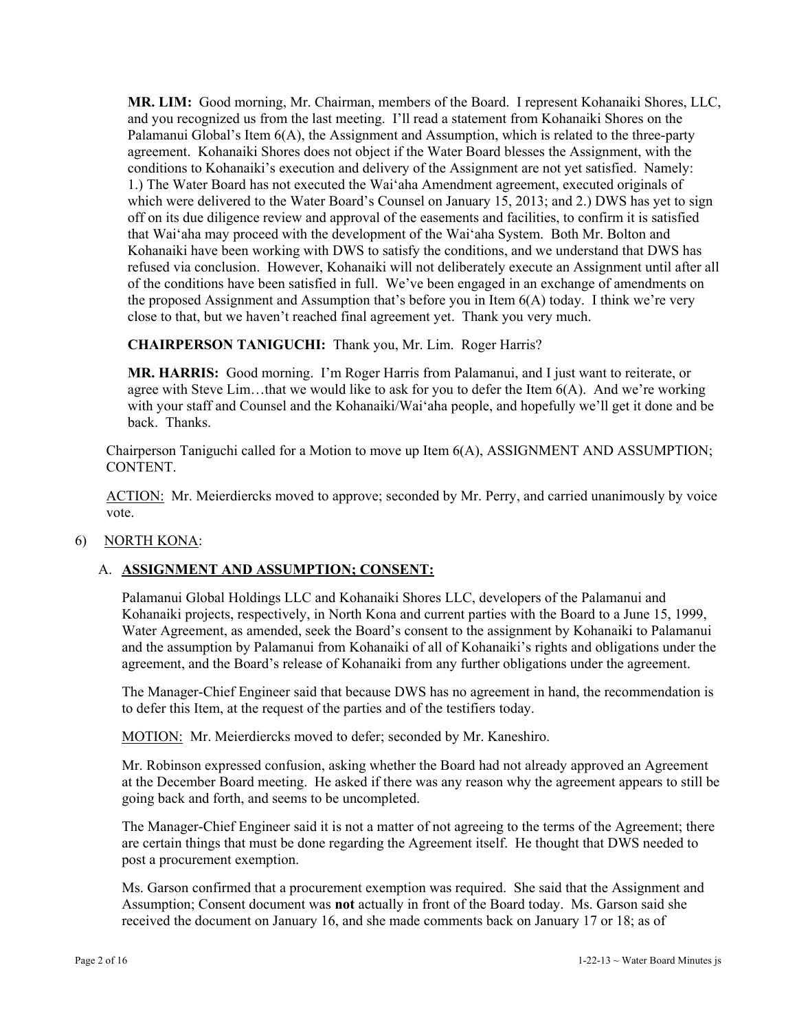**MR. LIM:** Good morning, Mr. Chairman, members of the Board. I represent Kohanaiki Shores, LLC, and you recognized us from the last meeting. I'll read a statement from Kohanaiki Shores on the Palamanui Global's Item 6(A), the Assignment and Assumption, which is related to the three-party agreement. Kohanaiki Shores does not object if the Water Board blesses the Assignment, with the conditions to Kohanaiki's execution and delivery of the Assignment are not yet satisfied. Namely: 1.) The Water Board has not executed the Wai'aha Amendment agreement, executed originals of which were delivered to the Water Board's Counsel on January 15, 2013; and 2.) DWS has yet to sign off on its due diligence review and approval of the easements and facilities, to confirm it is satisfied that Wai'aha may proceed with the development of the Wai'aha System. Both Mr. Bolton and Kohanaiki have been working with DWS to satisfy the conditions, and we understand that DWS has refused via conclusion. However, Kohanaiki will not deliberately execute an Assignment until after all of the conditions have been satisfied in full. We've been engaged in an exchange of amendments on the proposed Assignment and Assumption that's before you in Item 6(A) today. I think we're very close to that, but we haven't reached final agreement yet. Thank you very much.

**CHAIRPERSON TANIGUCHI:** Thank you, Mr. Lim. Roger Harris?

**MR. HARRIS:** Good morning. I'm Roger Harris from Palamanui, and I just want to reiterate, or agree with Steve Lim…that we would like to ask for you to defer the Item 6(A). And we're working with your staff and Counsel and the Kohanaiki/Wai'aha people, and hopefully we'll get it done and be back. Thanks.

Chairperson Taniguchi called for a Motion to move up Item 6(A), ASSIGNMENT AND ASSUMPTION; CONTENT.

ACTION: Mr. Meierdiercks moved to approve; seconded by Mr. Perry, and carried unanimously by voice vote.

6) NORTH KONA:

A. **ASSIGNMENT AND ASSUMPTION; CONSENT:**

Palamanui Global Holdings LLC and Kohanaiki Shores LLC, developers of the Palamanui and Kohanaiki projects, respectively, in North Kona and current parties with the Board to a June 15, 1999, Water Agreement, as amended, seek the Board's consent to the assignment by Kohanaiki to Palamanui and the assumption by Palamanui from Kohanaiki of all of Kohanaiki's rights and obligations under the agreement, and the Board's release of Kohanaiki from any further obligations under the agreement.

The Manager-Chief Engineer said that because DWS has no agreement in hand, the recommendation is to defer this Item, at the request of the parties and of the testifiers today.

MOTION: Mr. Meierdiercks moved to defer; seconded by Mr. Kaneshiro.

Mr. Robinson expressed confusion, asking whether the Board had not already approved an Agreement at the December Board meeting. He asked if there was any reason why the agreement appears to still be going back and forth, and seems to be uncompleted.

The Manager-Chief Engineer said it is not a matter of not agreeing to the terms of the Agreement; there are certain things that must be done regarding the Agreement itself. He thought that DWS needed to post a procurement exemption.

Ms. Garson confirmed that a procurement exemption was required. She said that the Assignment and Assumption; Consent document was **not** actually in front of the Board today. Ms. Garson said she received the document on January 16, and she made comments back on January 17 or 18; as of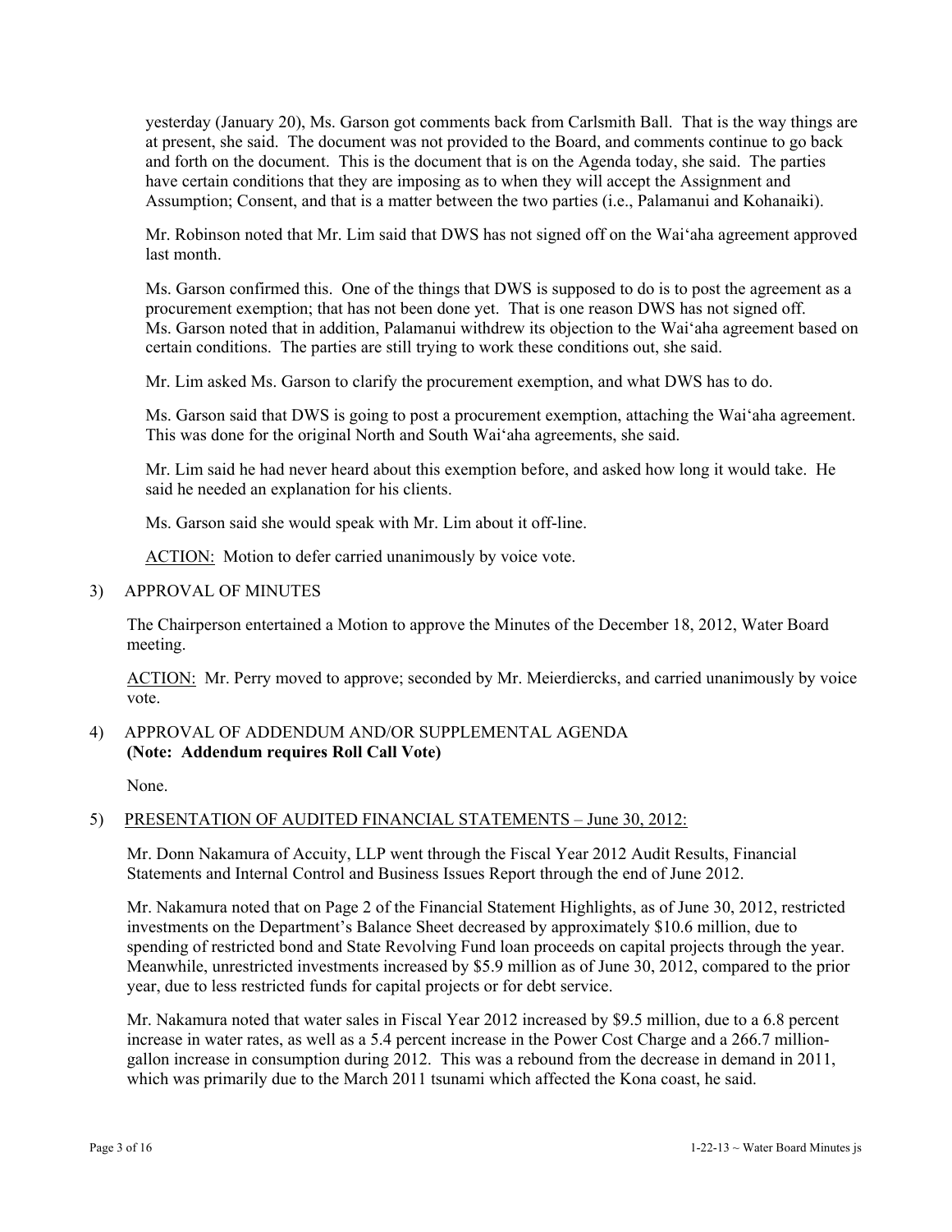yesterday (January 20), Ms. Garson got comments back from Carlsmith Ball. That is the way things are at present, she said. The document was not provided to the Board, and comments continue to go back and forth on the document. This is the document that is on the Agenda today, she said. The parties have certain conditions that they are imposing as to when they will accept the Assignment and Assumption; Consent, and that is a matter between the two parties (i.e., Palamanui and Kohanaiki).

Mr. Robinson noted that Mr. Lim said that DWS has not signed off on the Wai'aha agreement approved last month.

Ms. Garson confirmed this. One of the things that DWS is supposed to do is to post the agreement as a procurement exemption; that has not been done yet. That is one reason DWS has not signed off. Ms. Garson noted that in addition, Palamanui withdrew its objection to the Wai'aha agreement based on certain conditions. The parties are still trying to work these conditions out, she said.

Mr. Lim asked Ms. Garson to clarify the procurement exemption, and what DWS has to do.

Ms. Garson said that DWS is going to post a procurement exemption, attaching the Wai'aha agreement. This was done for the original North and South Wai'aha agreements, she said.

Mr. Lim said he had never heard about this exemption before, and asked how long it would take. He said he needed an explanation for his clients.

Ms. Garson said she would speak with Mr. Lim about it off-line.

ACTION: Motion to defer carried unanimously by voice vote.

3) APPROVAL OF MINUTES

The Chairperson entertained a Motion to approve the Minutes of the December 18, 2012, Water Board meeting.

ACTION: Mr. Perry moved to approve; seconded by Mr. Meierdiercks, and carried unanimously by voice vote.

4) APPROVAL OF ADDENDUM AND/OR SUPPLEMENTAL AGENDA **(Note: Addendum requires Roll Call Vote)**

None.

5) PRESENTATION OF AUDITED FINANCIAL STATEMENTS – June 30, 2012:

Mr. Donn Nakamura of Accuity, LLP went through the Fiscal Year 2012 Audit Results, Financial Statements and Internal Control and Business Issues Report through the end of June 2012.

Mr. Nakamura noted that on Page 2 of the Financial Statement Highlights, as of June 30, 2012, restricted investments on the Department's Balance Sheet decreased by approximately $10.6 million, due to spending of restricted bond and State Revolving Fund loan proceeds on capital projects through the year. Meanwhile, unrestricted investments increased by $5.9 million as of June 30, 2012, compared to the prior year, due to less restricted funds for capital projects or for debt service.

Mr. Nakamura noted that water sales in Fiscal Year 2012 increased by $9.5 million, due to a 6.8 percent increase in water rates, as well as a 5.4 percent increase in the Power Cost Charge and a 266.7 million-gallon increase in consumption during 2012. This was a rebound from the decrease in demand in 2011, which was primarily due to the March 2011 tsunami which affected the Kona coast, he said.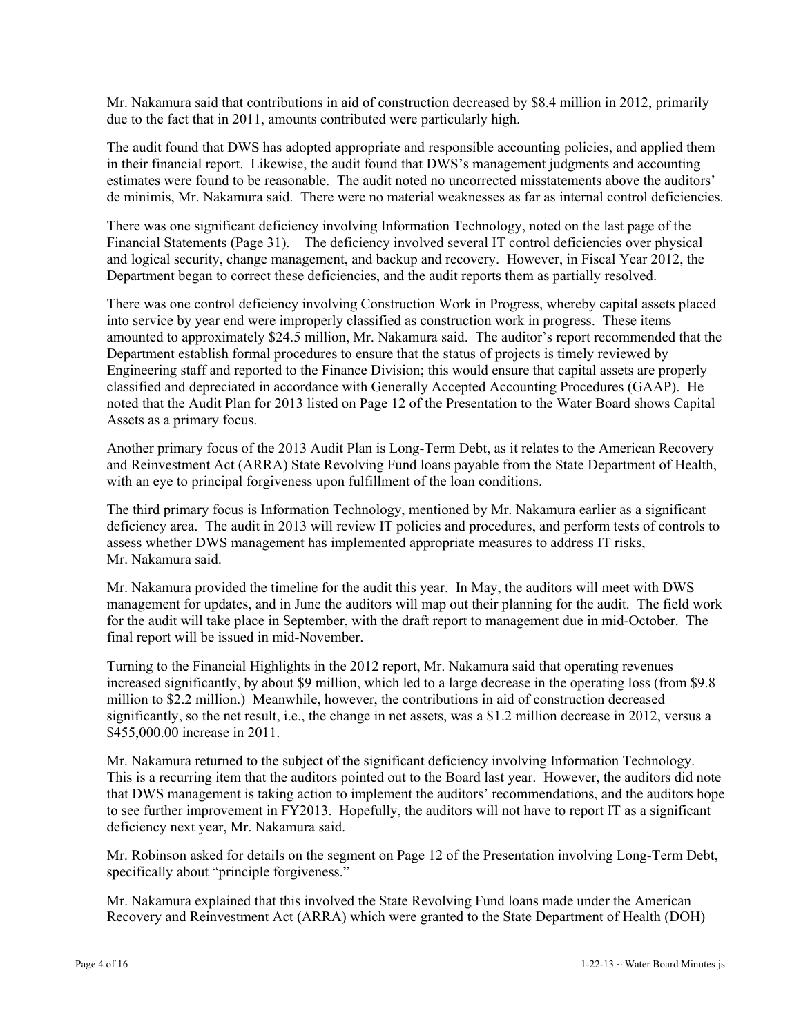Mr. Nakamura said that contributions in aid of construction decreased by $8.4 million in 2012, primarily due to the fact that in 2011, amounts contributed were particularly high.

The audit found that DWS has adopted appropriate and responsible accounting policies, and applied them in their financial report. Likewise, the audit found that DWS's management judgments and accounting estimates were found to be reasonable. The audit noted no uncorrected misstatements above the auditors' de minimis, Mr. Nakamura said. There were no material weaknesses as far as internal control deficiencies.

There was one significant deficiency involving Information Technology, noted on the last page of the Financial Statements (Page 31). The deficiency involved several IT control deficiencies over physical and logical security, change management, and backup and recovery. However, in Fiscal Year 2012, the Department began to correct these deficiencies, and the audit reports them as partially resolved.

There was one control deficiency involving Construction Work in Progress, whereby capital assets placed into service by year end were improperly classified as construction work in progress. These items amounted to approximately $24.5 million, Mr. Nakamura said. The auditor's report recommended that the Department establish formal procedures to ensure that the status of projects is timely reviewed by Engineering staff and reported to the Finance Division; this would ensure that capital assets are properly classified and depreciated in accordance with Generally Accepted Accounting Procedures (GAAP). He noted that the Audit Plan for 2013 listed on Page 12 of the Presentation to the Water Board shows Capital Assets as a primary focus.

Another primary focus of the 2013 Audit Plan is Long-Term Debt, as it relates to the American Recovery and Reinvestment Act (ARRA) State Revolving Fund loans payable from the State Department of Health, with an eye to principal forgiveness upon fulfillment of the loan conditions.

The third primary focus is Information Technology, mentioned by Mr. Nakamura earlier as a significant deficiency area. The audit in 2013 will review IT policies and procedures, and perform tests of controls to assess whether DWS management has implemented appropriate measures to address IT risks, Mr. Nakamura said.

Mr. Nakamura provided the timeline for the audit this year. In May, the auditors will meet with DWS management for updates, and in June the auditors will map out their planning for the audit. The field work for the audit will take place in September, with the draft report to management due in mid-October. The final report will be issued in mid-November.

Turning to the Financial Highlights in the 2012 report, Mr. Nakamura said that operating revenues increased significantly, by about $9 million, which led to a large decrease in the operating loss (from $9.8 million to $2.2 million.) Meanwhile, however, the contributions in aid of construction decreased significantly, so the net result, i.e., the change in net assets, was a $1.2 million decrease in 2012, versus a $455,000.00 increase in 2011.

Mr. Nakamura returned to the subject of the significant deficiency involving Information Technology. This is a recurring item that the auditors pointed out to the Board last year. However, the auditors did note that DWS management is taking action to implement the auditors' recommendations, and the auditors hope to see further improvement in FY2013. Hopefully, the auditors will not have to report IT as a significant deficiency next year, Mr. Nakamura said.

Mr. Robinson asked for details on the segment on Page 12 of the Presentation involving Long-Term Debt, specifically about "principle forgiveness."

Mr. Nakamura explained that this involved the State Revolving Fund loans made under the American Recovery and Reinvestment Act (ARRA) which were granted to the State Department of Health (DOH)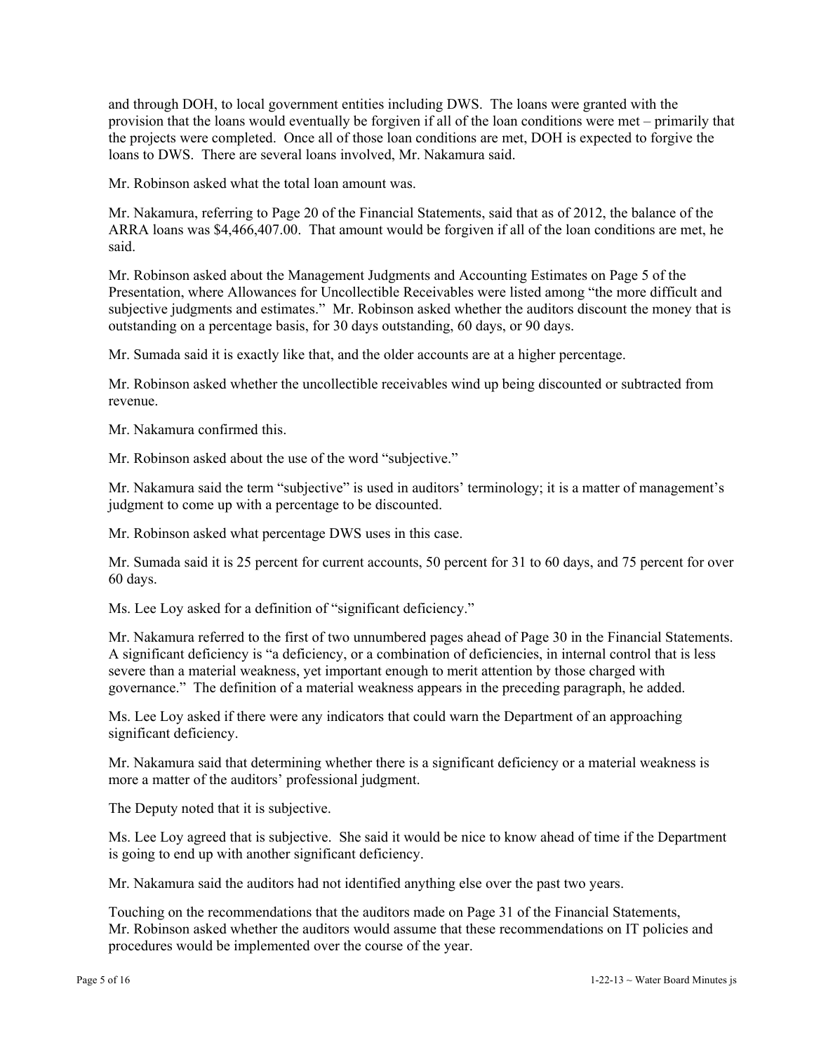and through DOH, to local government entities including DWS. The loans were granted with the provision that the loans would eventually be forgiven if all of the loan conditions were met – primarily that the projects were completed. Once all of those loan conditions are met, DOH is expected to forgive the loans to DWS. There are several loans involved, Mr. Nakamura said.

Mr. Robinson asked what the total loan amount was.

Mr. Nakamura, referring to Page 20 of the Financial Statements, said that as of 2012, the balance of the ARRA loans was $4,466,407.00. That amount would be forgiven if all of the loan conditions are met, he said.

Mr. Robinson asked about the Management Judgments and Accounting Estimates on Page 5 of the Presentation, where Allowances for Uncollectible Receivables were listed among "the more difficult and subjective judgments and estimates." Mr. Robinson asked whether the auditors discount the money that is outstanding on a percentage basis, for 30 days outstanding, 60 days, or 90 days.

Mr. Sumada said it is exactly like that, and the older accounts are at a higher percentage.

Mr. Robinson asked whether the uncollectible receivables wind up being discounted or subtracted from revenue.

Mr. Nakamura confirmed this.

Mr. Robinson asked about the use of the word "subjective."

Mr. Nakamura said the term "subjective" is used in auditors' terminology; it is a matter of management's judgment to come up with a percentage to be discounted.

Mr. Robinson asked what percentage DWS uses in this case.

Mr. Sumada said it is 25 percent for current accounts, 50 percent for 31 to 60 days, and 75 percent for over 60 days.

Ms. Lee Loy asked for a definition of "significant deficiency."

Mr. Nakamura referred to the first of two unnumbered pages ahead of Page 30 in the Financial Statements. A significant deficiency is "a deficiency, or a combination of deficiencies, in internal control that is less severe than a material weakness, yet important enough to merit attention by those charged with governance." The definition of a material weakness appears in the preceding paragraph, he added.

Ms. Lee Loy asked if there were any indicators that could warn the Department of an approaching significant deficiency.

Mr. Nakamura said that determining whether there is a significant deficiency or a material weakness is more a matter of the auditors' professional judgment.

The Deputy noted that it is subjective.

Ms. Lee Loy agreed that is subjective. She said it would be nice to know ahead of time if the Department is going to end up with another significant deficiency.

Mr. Nakamura said the auditors had not identified anything else over the past two years.

Touching on the recommendations that the auditors made on Page 31 of the Financial Statements, Mr. Robinson asked whether the auditors would assume that these recommendations on IT policies and procedures would be implemented over the course of the year.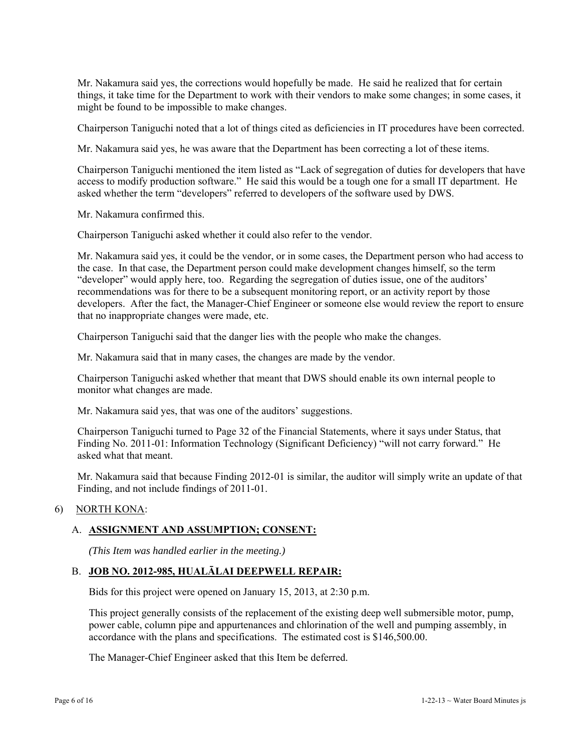Mr. Nakamura said yes, the corrections would hopefully be made. He said he realized that for certain things, it take time for the Department to work with their vendors to make some changes; in some cases, it might be found to be impossible to make changes.

Chairperson Taniguchi noted that a lot of things cited as deficiencies in IT procedures have been corrected.

Mr. Nakamura said yes, he was aware that the Department has been correcting a lot of these items.

Chairperson Taniguchi mentioned the item listed as "Lack of segregation of duties for developers that have access to modify production software." He said this would be a tough one for a small IT department. He asked whether the term "developers" referred to developers of the software used by DWS.

Mr. Nakamura confirmed this.

Chairperson Taniguchi asked whether it could also refer to the vendor.

Mr. Nakamura said yes, it could be the vendor, or in some cases, the Department person who had access to the case. In that case, the Department person could make development changes himself, so the term "developer" would apply here, too. Regarding the segregation of duties issue, one of the auditors' recommendations was for there to be a subsequent monitoring report, or an activity report by those developers. After the fact, the Manager-Chief Engineer or someone else would review the report to ensure that no inappropriate changes were made, etc.

Chairperson Taniguchi said that the danger lies with the people who make the changes.

Mr. Nakamura said that in many cases, the changes are made by the vendor.

Chairperson Taniguchi asked whether that meant that DWS should enable its own internal people to monitor what changes are made.

Mr. Nakamura said yes, that was one of the auditors' suggestions.

Chairperson Taniguchi turned to Page 32 of the Financial Statements, where it says under Status, that Finding No. 2011-01: Information Technology (Significant Deficiency) "will not carry forward." He asked what that meant.

Mr. Nakamura said that because Finding 2012-01 is similar, the auditor will simply write an update of that Finding, and not include findings of 2011-01.

6) NORTH KONA:

A. **ASSIGNMENT AND ASSUMPTION; CONSENT:**

*(This Item was handled earlier in the meeting.)*

B. **JOB NO. 2012-985, HUALĀLAI DEEPWELL REPAIR:**

Bids for this project were opened on January 15, 2013, at 2:30 p.m.

This project generally consists of the replacement of the existing deep well submersible motor, pump, power cable, column pipe and appurtenances and chlorination of the well and pumping assembly, in accordance with the plans and specifications. The estimated cost is $146,500.00.

The Manager-Chief Engineer asked that this Item be deferred.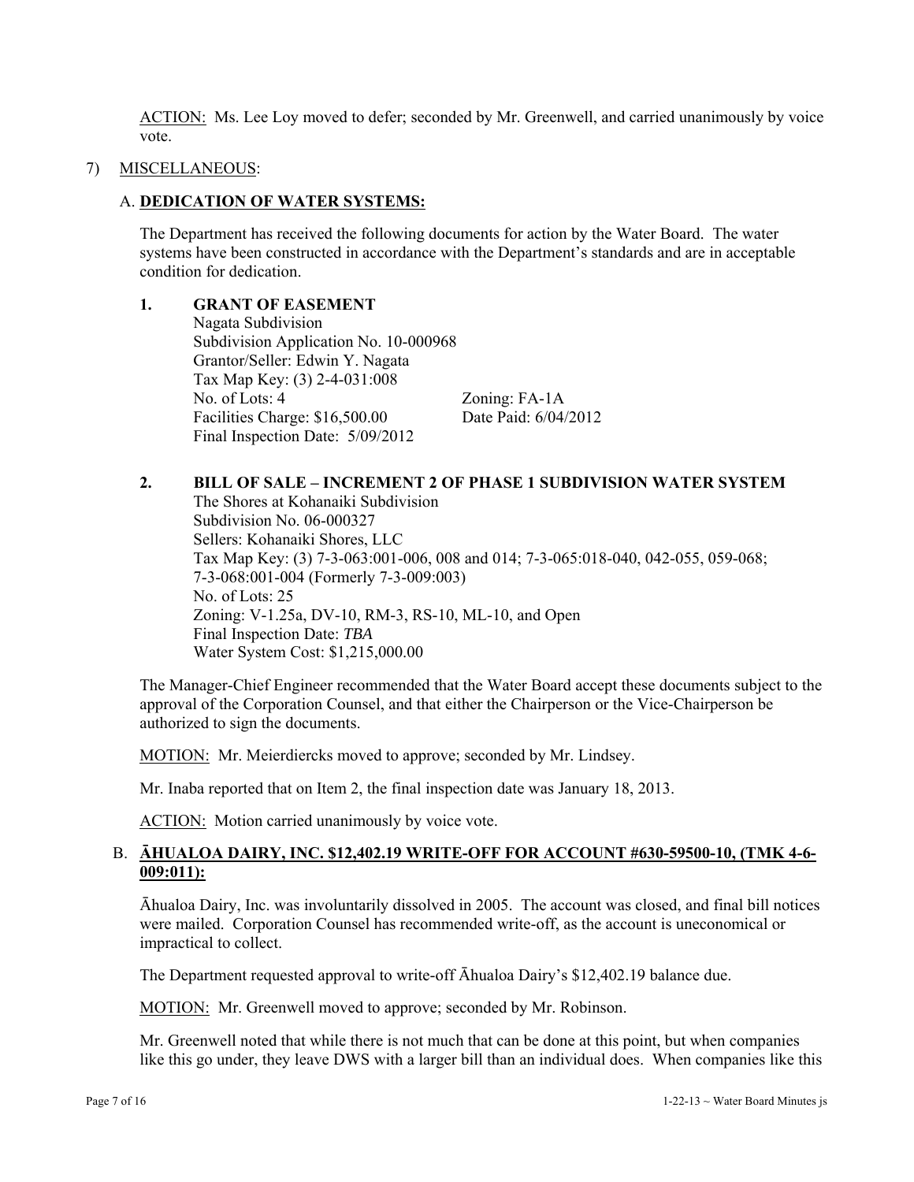ACTION: Ms. Lee Loy moved to defer; seconded by Mr. Greenwell, and carried unanimously by voice vote.

7) MISCELLANEOUS:

A. **DEDICATION OF WATER SYSTEMS:**

The Department has received the following documents for action by the Water Board. The water systems have been constructed in accordance with the Department's standards and are in acceptable condition for dedication.

**1. GRANT OF EASEMENT**

Nagata Subdivision
Subdivision Application No. 10-000968
Grantor/Seller: Edwin Y. Nagata
Tax Map Key: (3) 2-4-031:008
No. of Lots: 4 Zoning: FA-1A
Facilities Charge: $16,500.00 Date Paid: 6/04/2012
Final Inspection Date: 5/09/2012

**2. BILL OF SALE – INCREMENT 2 OF PHASE 1 SUBDIVISION WATER SYSTEM**

The Shores at Kohanaiki Subdivision
Subdivision No. 06-000327
Sellers: Kohanaiki Shores, LLC
Tax Map Key: (3) 7-3-063:001-006, 008 and 014; 7-3-065:018-040, 042-055, 059-068; 7-3-068:001-004 (Formerly 7-3-009:003)
No. of Lots: 25
Zoning: V-1.25a, DV-10, RM-3, RS-10, ML-10, and Open
Final Inspection Date: *TBA*
Water System Cost: $1,215,000.00

The Manager-Chief Engineer recommended that the Water Board accept these documents subject to the approval of the Corporation Counsel, and that either the Chairperson or the Vice-Chairperson be authorized to sign the documents.

MOTION: Mr. Meierdiercks moved to approve; seconded by Mr. Lindsey.

Mr. Inaba reported that on Item 2, the final inspection date was January 18, 2013.

ACTION: Motion carried unanimously by voice vote.

B. **ĀHUALOA DAIRY, INC. $12,402.19 WRITE-OFF FOR ACCOUNT #630-59500-10, (TMK 4-6-009:011):**

Āhualoa Dairy, Inc. was involuntarily dissolved in 2005. The account was closed, and final bill notices were mailed. Corporation Counsel has recommended write-off, as the account is uneconomical or impractical to collect.

The Department requested approval to write-off Āhualoa Dairy's $12,402.19 balance due.

MOTION: Mr. Greenwell moved to approve; seconded by Mr. Robinson.

Mr. Greenwell noted that while there is not much that can be done at this point, but when companies like this go under, they leave DWS with a larger bill than an individual does. When companies like this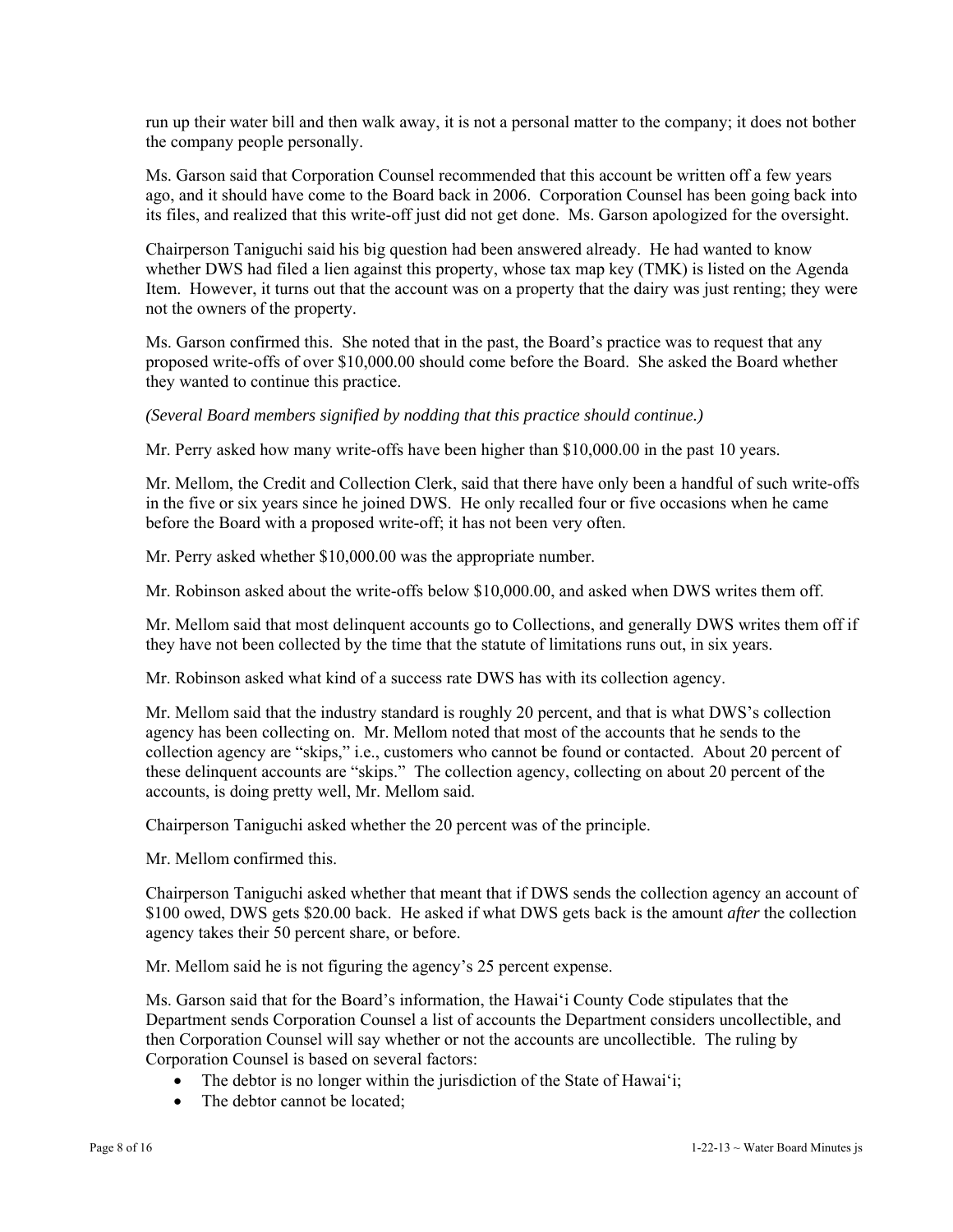run up their water bill and then walk away, it is not a personal matter to the company; it does not bother the company people personally.

Ms. Garson said that Corporation Counsel recommended that this account be written off a few years ago, and it should have come to the Board back in 2006. Corporation Counsel has been going back into its files, and realized that this write-off just did not get done. Ms. Garson apologized for the oversight.

Chairperson Taniguchi said his big question had been answered already. He had wanted to know whether DWS had filed a lien against this property, whose tax map key (TMK) is listed on the Agenda Item. However, it turns out that the account was on a property that the dairy was just renting; they were not the owners of the property.

Ms. Garson confirmed this. She noted that in the past, the Board's practice was to request that any proposed write-offs of over $10,000.00 should come before the Board. She asked the Board whether they wanted to continue this practice.

*(Several Board members signified by nodding that this practice should continue.)*

Mr. Perry asked how many write-offs have been higher than $10,000.00 in the past 10 years.

Mr. Mellom, the Credit and Collection Clerk, said that there have only been a handful of such write-offs in the five or six years since he joined DWS. He only recalled four or five occasions when he came before the Board with a proposed write-off; it has not been very often.

Mr. Perry asked whether $10,000.00 was the appropriate number.

Mr. Robinson asked about the write-offs below $10,000.00, and asked when DWS writes them off.

Mr. Mellom said that most delinquent accounts go to Collections, and generally DWS writes them off if they have not been collected by the time that the statute of limitations runs out, in six years.

Mr. Robinson asked what kind of a success rate DWS has with its collection agency.

Mr. Mellom said that the industry standard is roughly 20 percent, and that is what DWS's collection agency has been collecting on. Mr. Mellom noted that most of the accounts that he sends to the collection agency are "skips," i.e., customers who cannot be found or contacted. About 20 percent of these delinquent accounts are "skips." The collection agency, collecting on about 20 percent of the accounts, is doing pretty well, Mr. Mellom said.

Chairperson Taniguchi asked whether the 20 percent was of the principle.

Mr. Mellom confirmed this.

Chairperson Taniguchi asked whether that meant that if DWS sends the collection agency an account of $100 owed, DWS gets $20.00 back. He asked if what DWS gets back is the amount *after* the collection agency takes their 50 percent share, or before.

Mr. Mellom said he is not figuring the agency's 25 percent expense.

Ms. Garson said that for the Board's information, the Hawai'i County Code stipulates that the Department sends Corporation Counsel a list of accounts the Department considers uncollectible, and then Corporation Counsel will say whether or not the accounts are uncollectible. The ruling by Corporation Counsel is based on several factors:

- The debtor is no longer within the jurisdiction of the State of Hawai'i;
- The debtor cannot be located;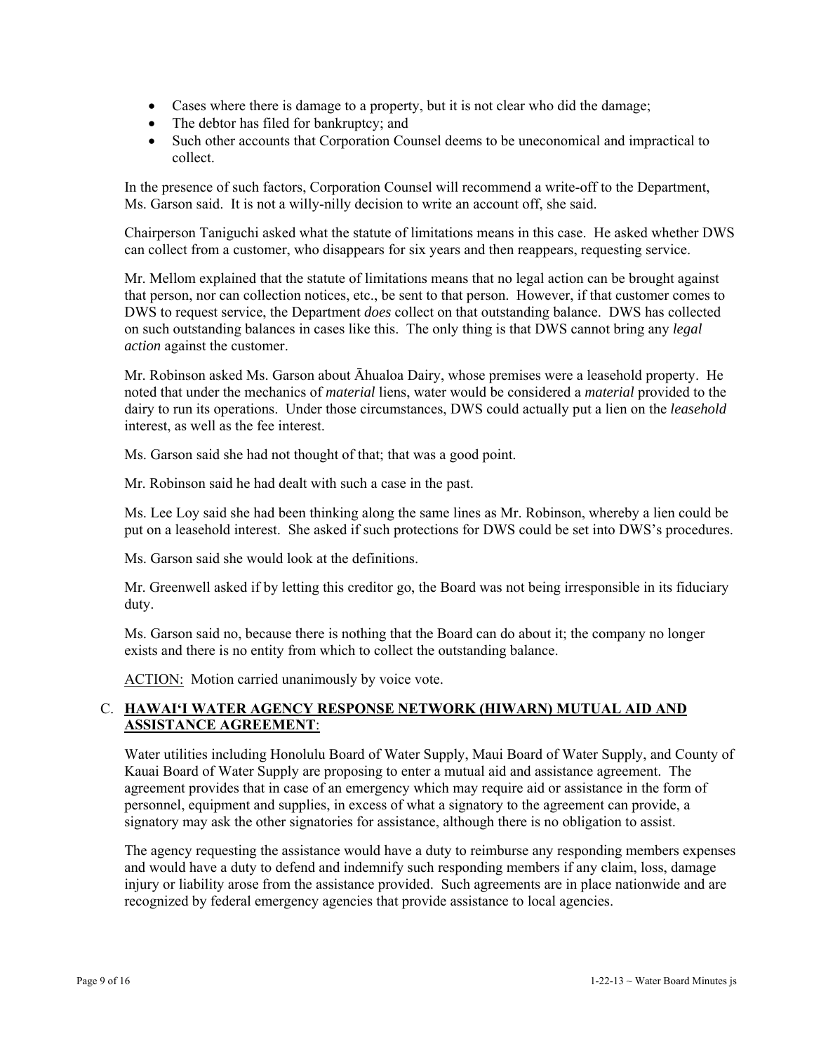- Cases where there is damage to a property, but it is not clear who did the damage;
- The debtor has filed for bankruptcy; and
- Such other accounts that Corporation Counsel deems to be uneconomical and impractical to collect.

In the presence of such factors, Corporation Counsel will recommend a write-off to the Department, Ms. Garson said. It is not a willy-nilly decision to write an account off, she said.

Chairperson Taniguchi asked what the statute of limitations means in this case. He asked whether DWS can collect from a customer, who disappears for six years and then reappears, requesting service.

Mr. Mellom explained that the statute of limitations means that no legal action can be brought against that person, nor can collection notices, etc., be sent to that person. However, if that customer comes to DWS to request service, the Department *does* collect on that outstanding balance. DWS has collected on such outstanding balances in cases like this. The only thing is that DWS cannot bring any *legal action* against the customer.

Mr. Robinson asked Ms. Garson about Āhualoa Dairy, whose premises were a leasehold property. He noted that under the mechanics of *material* liens, water would be considered a *material* provided to the dairy to run its operations. Under those circumstances, DWS could actually put a lien on the *leasehold* interest, as well as the fee interest.

Ms. Garson said she had not thought of that; that was a good point.

Mr. Robinson said he had dealt with such a case in the past.

Ms. Lee Loy said she had been thinking along the same lines as Mr. Robinson, whereby a lien could be put on a leasehold interest. She asked if such protections for DWS could be set into DWS's procedures.

Ms. Garson said she would look at the definitions.

Mr. Greenwell asked if by letting this creditor go, the Board was not being irresponsible in its fiduciary duty.

Ms. Garson said no, because there is nothing that the Board can do about it; the company no longer exists and there is no entity from which to collect the outstanding balance.

ACTION: Motion carried unanimously by voice vote.

## C. HAWAI'I WATER AGENCY RESPONSE NETWORK (HIWARN) MUTUAL AID AND ASSISTANCE AGREEMENT:

Water utilities including Honolulu Board of Water Supply, Maui Board of Water Supply, and County of Kauai Board of Water Supply are proposing to enter a mutual aid and assistance agreement. The agreement provides that in case of an emergency which may require aid or assistance in the form of personnel, equipment and supplies, in excess of what a signatory to the agreement can provide, a signatory may ask the other signatories for assistance, although there is no obligation to assist.

The agency requesting the assistance would have a duty to reimburse any responding members expenses and would have a duty to defend and indemnify such responding members if any claim, loss, damage injury or liability arose from the assistance provided. Such agreements are in place nationwide and are recognized by federal emergency agencies that provide assistance to local agencies.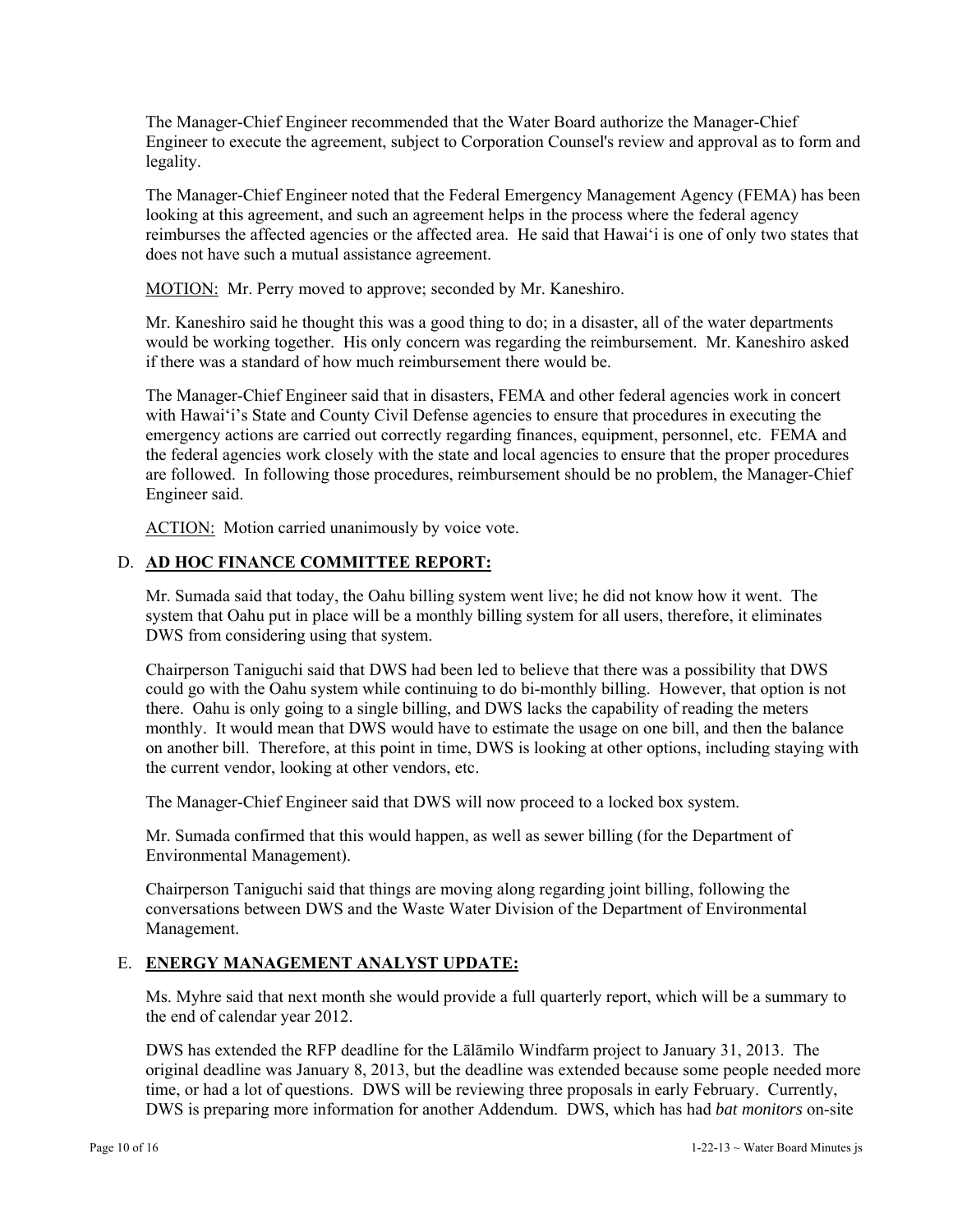The Manager-Chief Engineer recommended that the Water Board authorize the Manager-Chief Engineer to execute the agreement, subject to Corporation Counsel's review and approval as to form and legality.

The Manager-Chief Engineer noted that the Federal Emergency Management Agency (FEMA) has been looking at this agreement, and such an agreement helps in the process where the federal agency reimburses the affected agencies or the affected area. He said that Hawai'i is one of only two states that does not have such a mutual assistance agreement.

MOTION: Mr. Perry moved to approve; seconded by Mr. Kaneshiro.

Mr. Kaneshiro said he thought this was a good thing to do; in a disaster, all of the water departments would be working together. His only concern was regarding the reimbursement. Mr. Kaneshiro asked if there was a standard of how much reimbursement there would be.

The Manager-Chief Engineer said that in disasters, FEMA and other federal agencies work in concert with Hawai'i's State and County Civil Defense agencies to ensure that procedures in executing the emergency actions are carried out correctly regarding finances, equipment, personnel, etc. FEMA and the federal agencies work closely with the state and local agencies to ensure that the proper procedures are followed. In following those procedures, reimbursement should be no problem, the Manager-Chief Engineer said.

ACTION: Motion carried unanimously by voice vote.

## D. AD HOC FINANCE COMMITTEE REPORT:

Mr. Sumada said that today, the Oahu billing system went live; he did not know how it went. The system that Oahu put in place will be a monthly billing system for all users, therefore, it eliminates DWS from considering using that system.

Chairperson Taniguchi said that DWS had been led to believe that there was a possibility that DWS could go with the Oahu system while continuing to do bi-monthly billing. However, that option is not there. Oahu is only going to a single billing, and DWS lacks the capability of reading the meters monthly. It would mean that DWS would have to estimate the usage on one bill, and then the balance on another bill. Therefore, at this point in time, DWS is looking at other options, including staying with the current vendor, looking at other vendors, etc.

The Manager-Chief Engineer said that DWS will now proceed to a locked box system.

Mr. Sumada confirmed that this would happen, as well as sewer billing (for the Department of Environmental Management).

Chairperson Taniguchi said that things are moving along regarding joint billing, following the conversations between DWS and the Waste Water Division of the Department of Environmental Management.

## E. ENERGY MANAGEMENT ANALYST UPDATE:

Ms. Myhre said that next month she would provide a full quarterly report, which will be a summary to the end of calendar year 2012.

DWS has extended the RFP deadline for the Lālāmilo Windfarm project to January 31, 2013. The original deadline was January 8, 2013, but the deadline was extended because some people needed more time, or had a lot of questions. DWS will be reviewing three proposals in early February. Currently, DWS is preparing more information for another Addendum. DWS, which has had *bat monitors* on-site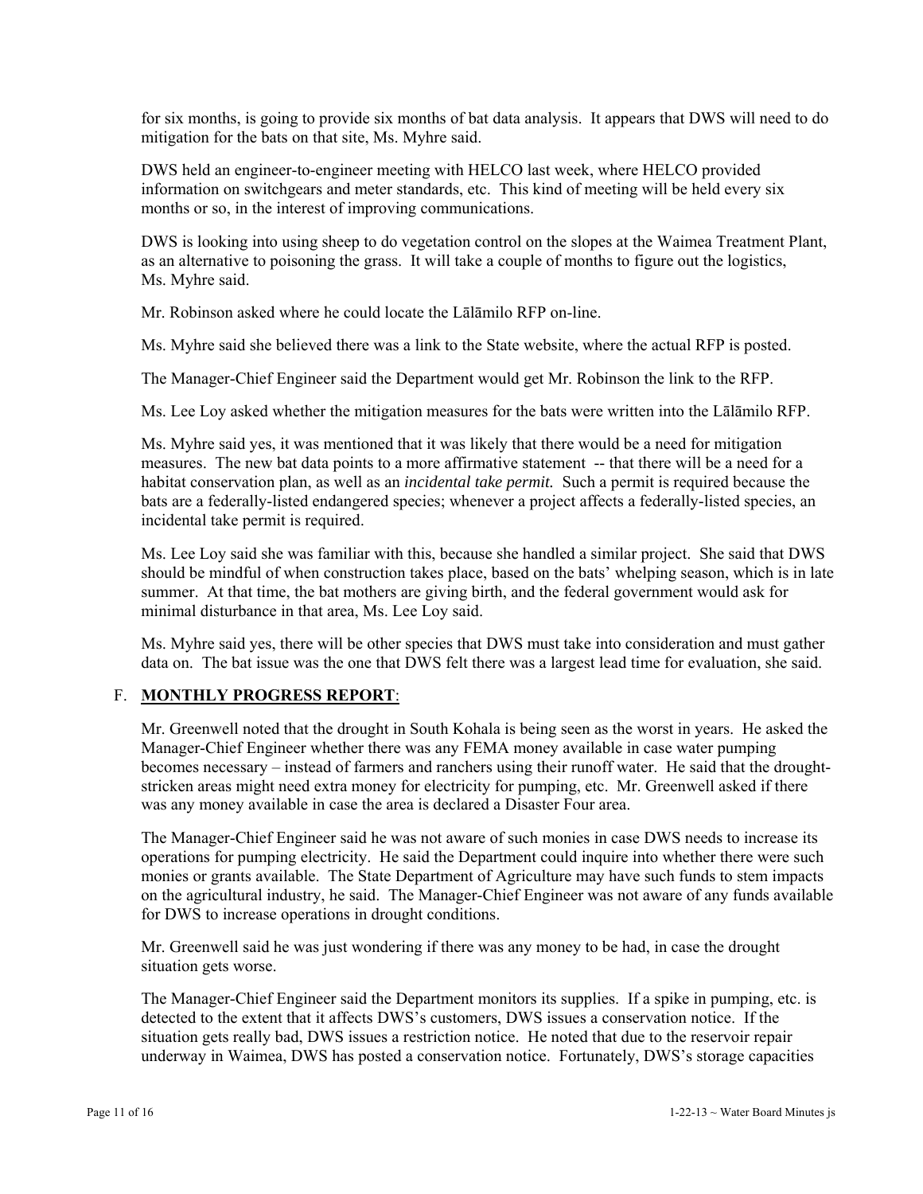for six months, is going to provide six months of bat data analysis. It appears that DWS will need to do mitigation for the bats on that site, Ms. Myhre said.

DWS held an engineer-to-engineer meeting with HELCO last week, where HELCO provided information on switchgears and meter standards, etc. This kind of meeting will be held every six months or so, in the interest of improving communications.

DWS is looking into using sheep to do vegetation control on the slopes at the Waimea Treatment Plant, as an alternative to poisoning the grass. It will take a couple of months to figure out the logistics, Ms. Myhre said.

Mr. Robinson asked where he could locate the Lālāmilo RFP on-line.

Ms. Myhre said she believed there was a link to the State website, where the actual RFP is posted.

The Manager-Chief Engineer said the Department would get Mr. Robinson the link to the RFP.

Ms. Lee Loy asked whether the mitigation measures for the bats were written into the Lālāmilo RFP.

Ms. Myhre said yes, it was mentioned that it was likely that there would be a need for mitigation measures. The new bat data points to a more affirmative statement -- that there will be a need for a habitat conservation plan, as well as an *incidental take permit.* Such a permit is required because the bats are a federally-listed endangered species; whenever a project affects a federally-listed species, an incidental take permit is required.

Ms. Lee Loy said she was familiar with this, because she handled a similar project. She said that DWS should be mindful of when construction takes place, based on the bats' whelping season, which is in late summer. At that time, the bat mothers are giving birth, and the federal government would ask for minimal disturbance in that area, Ms. Lee Loy said.

Ms. Myhre said yes, there will be other species that DWS must take into consideration and must gather data on. The bat issue was the one that DWS felt there was a largest lead time for evaluation, she said.

## F. **MONTHLY PROGRESS REPORT**:

Mr. Greenwell noted that the drought in South Kohala is being seen as the worst in years. He asked the Manager-Chief Engineer whether there was any FEMA money available in case water pumping becomes necessary – instead of farmers and ranchers using their runoff water. He said that the drought-stricken areas might need extra money for electricity for pumping, etc. Mr. Greenwell asked if there was any money available in case the area is declared a Disaster Four area.

The Manager-Chief Engineer said he was not aware of such monies in case DWS needs to increase its operations for pumping electricity. He said the Department could inquire into whether there were such monies or grants available. The State Department of Agriculture may have such funds to stem impacts on the agricultural industry, he said. The Manager-Chief Engineer was not aware of any funds available for DWS to increase operations in drought conditions.

Mr. Greenwell said he was just wondering if there was any money to be had, in case the drought situation gets worse.

The Manager-Chief Engineer said the Department monitors its supplies. If a spike in pumping, etc. is detected to the extent that it affects DWS's customers, DWS issues a conservation notice. If the situation gets really bad, DWS issues a restriction notice. He noted that due to the reservoir repair underway in Waimea, DWS has posted a conservation notice. Fortunately, DWS's storage capacities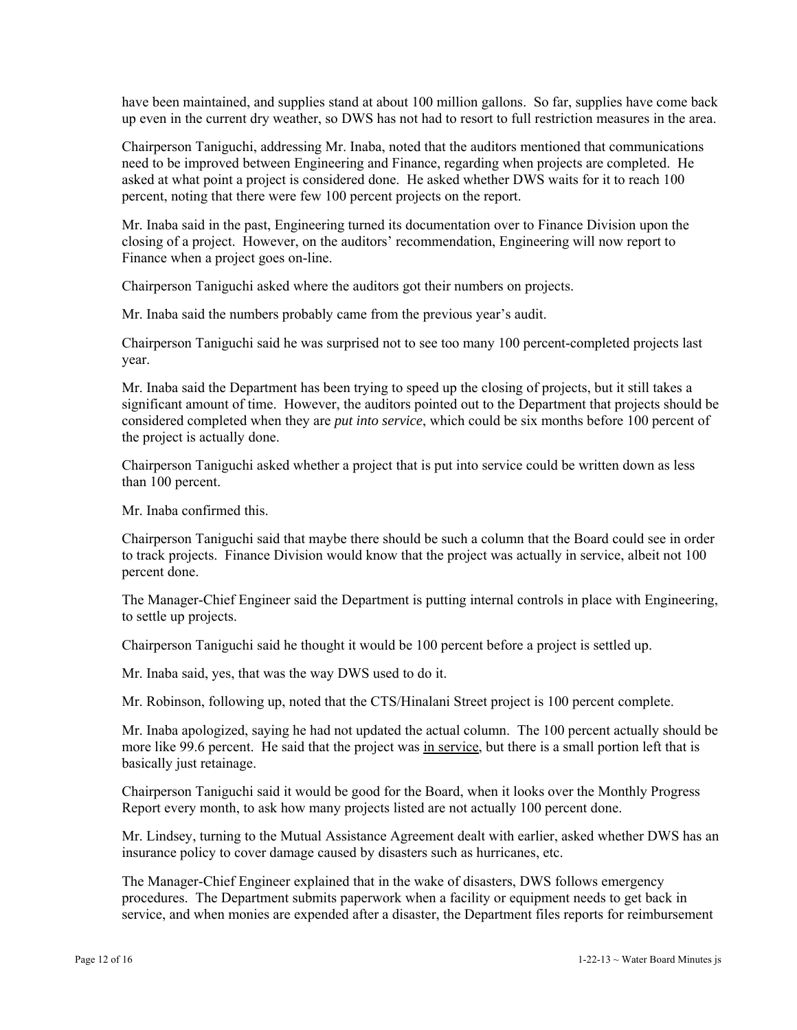have been maintained, and supplies stand at about 100 million gallons. So far, supplies have come back up even in the current dry weather, so DWS has not had to resort to full restriction measures in the area.

Chairperson Taniguchi, addressing Mr. Inaba, noted that the auditors mentioned that communications need to be improved between Engineering and Finance, regarding when projects are completed. He asked at what point a project is considered done. He asked whether DWS waits for it to reach 100 percent, noting that there were few 100 percent projects on the report.

Mr. Inaba said in the past, Engineering turned its documentation over to Finance Division upon the closing of a project. However, on the auditors' recommendation, Engineering will now report to Finance when a project goes on-line.

Chairperson Taniguchi asked where the auditors got their numbers on projects.

Mr. Inaba said the numbers probably came from the previous year's audit.

Chairperson Taniguchi said he was surprised not to see too many 100 percent-completed projects last year.

Mr. Inaba said the Department has been trying to speed up the closing of projects, but it still takes a significant amount of time. However, the auditors pointed out to the Department that projects should be considered completed when they are *put into service*, which could be six months before 100 percent of the project is actually done.

Chairperson Taniguchi asked whether a project that is put into service could be written down as less than 100 percent.

Mr. Inaba confirmed this.

Chairperson Taniguchi said that maybe there should be such a column that the Board could see in order to track projects. Finance Division would know that the project was actually in service, albeit not 100 percent done.

The Manager-Chief Engineer said the Department is putting internal controls in place with Engineering, to settle up projects.

Chairperson Taniguchi said he thought it would be 100 percent before a project is settled up.

Mr. Inaba said, yes, that was the way DWS used to do it.

Mr. Robinson, following up, noted that the CTS/Hinalani Street project is 100 percent complete.

Mr. Inaba apologized, saying he had not updated the actual column. The 100 percent actually should be more like 99.6 percent. He said that the project was <u>in service</u>, but there is a small portion left that is basically just retainage.

Chairperson Taniguchi said it would be good for the Board, when it looks over the Monthly Progress Report every month, to ask how many projects listed are not actually 100 percent done.

Mr. Lindsey, turning to the Mutual Assistance Agreement dealt with earlier, asked whether DWS has an insurance policy to cover damage caused by disasters such as hurricanes, etc.

The Manager-Chief Engineer explained that in the wake of disasters, DWS follows emergency procedures. The Department submits paperwork when a facility or equipment needs to get back in service, and when monies are expended after a disaster, the Department files reports for reimbursement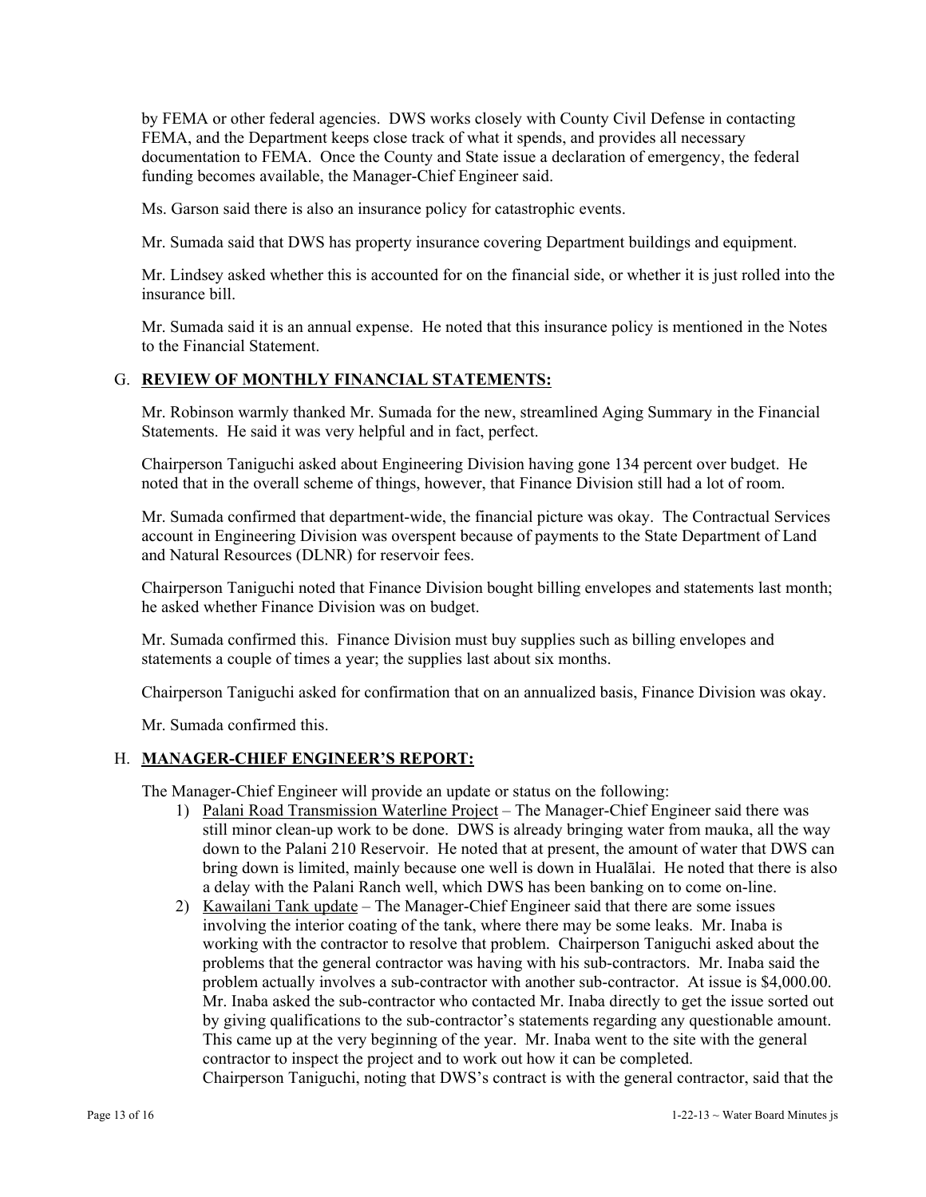by FEMA or other federal agencies. DWS works closely with County Civil Defense in contacting FEMA, and the Department keeps close track of what it spends, and provides all necessary documentation to FEMA. Once the County and State issue a declaration of emergency, the federal funding becomes available, the Manager-Chief Engineer said.

Ms. Garson said there is also an insurance policy for catastrophic events.

Mr. Sumada said that DWS has property insurance covering Department buildings and equipment.

Mr. Lindsey asked whether this is accounted for on the financial side, or whether it is just rolled into the insurance bill.

Mr. Sumada said it is an annual expense. He noted that this insurance policy is mentioned in the Notes to the Financial Statement.

## G. <u>REVIEW OF MONTHLY FINANCIAL STATEMENTS:</u>

Mr. Robinson warmly thanked Mr. Sumada for the new, streamlined Aging Summary in the Financial Statements. He said it was very helpful and in fact, perfect.

Chairperson Taniguchi asked about Engineering Division having gone 134 percent over budget. He noted that in the overall scheme of things, however, that Finance Division still had a lot of room.

Mr. Sumada confirmed that department-wide, the financial picture was okay. The Contractual Services account in Engineering Division was overspent because of payments to the State Department of Land and Natural Resources (DLNR) for reservoir fees.

Chairperson Taniguchi noted that Finance Division bought billing envelopes and statements last month; he asked whether Finance Division was on budget.

Mr. Sumada confirmed this. Finance Division must buy supplies such as billing envelopes and statements a couple of times a year; the supplies last about six months.

Chairperson Taniguchi asked for confirmation that on an annualized basis, Finance Division was okay.

Mr. Sumada confirmed this.

## H. <u>MANAGER-CHIEF ENGINEER'S REPORT:</u>

The Manager-Chief Engineer will provide an update or status on the following:

1) <u>Palani Road Transmission Waterline Project</u> – The Manager-Chief Engineer said there was still minor clean-up work to be done. DWS is already bringing water from mauka, all the way down to the Palani 210 Reservoir. He noted that at present, the amount of water that DWS can bring down is limited, mainly because one well is down in Hualālai. He noted that there is also a delay with the Palani Ranch well, which DWS has been banking on to come on-line.
2) <u>Kawailani Tank update</u> – The Manager-Chief Engineer said that there are some issues involving the interior coating of the tank, where there may be some leaks. Mr. Inaba is working with the contractor to resolve that problem. Chairperson Taniguchi asked about the problems that the general contractor was having with his sub-contractors. Mr. Inaba said the problem actually involves a sub-contractor with another sub-contractor. At issue is $4,000.00. Mr. Inaba asked the sub-contractor who contacted Mr. Inaba directly to get the issue sorted out by giving qualifications to the sub-contractor's statements regarding any questionable amount. This came up at the very beginning of the year. Mr. Inaba went to the site with the general contractor to inspect the project and to work out how it can be completed.
   Chairperson Taniguchi, noting that DWS's contract is with the general contractor, said that the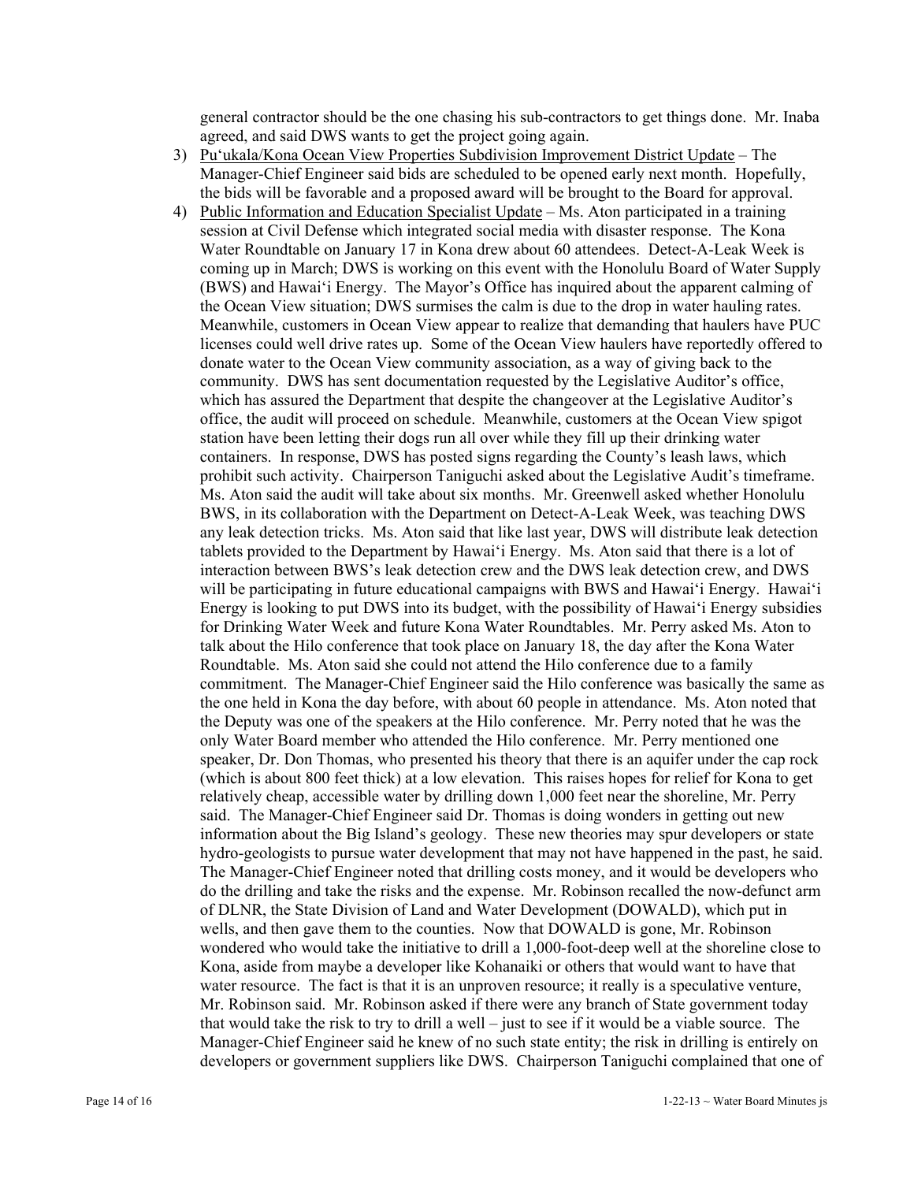general contractor should be the one chasing his sub-contractors to get things done. Mr. Inaba agreed, and said DWS wants to get the project going again.

3) Pu'ukala/Kona Ocean View Properties Subdivision Improvement District Update – The Manager-Chief Engineer said bids are scheduled to be opened early next month. Hopefully, the bids will be favorable and a proposed award will be brought to the Board for approval.

4) Public Information and Education Specialist Update – Ms. Aton participated in a training session at Civil Defense which integrated social media with disaster response. The Kona Water Roundtable on January 17 in Kona drew about 60 attendees. Detect-A-Leak Week is coming up in March; DWS is working on this event with the Honolulu Board of Water Supply (BWS) and Hawai'i Energy. The Mayor's Office has inquired about the apparent calming of the Ocean View situation; DWS surmises the calm is due to the drop in water hauling rates. Meanwhile, customers in Ocean View appear to realize that demanding that haulers have PUC licenses could well drive rates up. Some of the Ocean View haulers have reportedly offered to donate water to the Ocean View community association, as a way of giving back to the community. DWS has sent documentation requested by the Legislative Auditor's office, which has assured the Department that despite the changeover at the Legislative Auditor's office, the audit will proceed on schedule. Meanwhile, customers at the Ocean View spigot station have been letting their dogs run all over while they fill up their drinking water containers. In response, DWS has posted signs regarding the County's leash laws, which prohibit such activity. Chairperson Taniguchi asked about the Legislative Audit's timeframe. Ms. Aton said the audit will take about six months. Mr. Greenwell asked whether Honolulu BWS, in its collaboration with the Department on Detect-A-Leak Week, was teaching DWS any leak detection tricks. Ms. Aton said that like last year, DWS will distribute leak detection tablets provided to the Department by Hawai'i Energy. Ms. Aton said that there is a lot of interaction between BWS's leak detection crew and the DWS leak detection crew, and DWS will be participating in future educational campaigns with BWS and Hawai'i Energy. Hawai'i Energy is looking to put DWS into its budget, with the possibility of Hawai'i Energy subsidies for Drinking Water Week and future Kona Water Roundtables. Mr. Perry asked Ms. Aton to talk about the Hilo conference that took place on January 18, the day after the Kona Water Roundtable. Ms. Aton said she could not attend the Hilo conference due to a family commitment. The Manager-Chief Engineer said the Hilo conference was basically the same as the one held in Kona the day before, with about 60 people in attendance. Ms. Aton noted that the Deputy was one of the speakers at the Hilo conference. Mr. Perry noted that he was the only Water Board member who attended the Hilo conference. Mr. Perry mentioned one speaker, Dr. Don Thomas, who presented his theory that there is an aquifer under the cap rock (which is about 800 feet thick) at a low elevation. This raises hopes for relief for Kona to get relatively cheap, accessible water by drilling down 1,000 feet near the shoreline, Mr. Perry said. The Manager-Chief Engineer said Dr. Thomas is doing wonders in getting out new information about the Big Island's geology. These new theories may spur developers or state hydro-geologists to pursue water development that may not have happened in the past, he said. The Manager-Chief Engineer noted that drilling costs money, and it would be developers who do the drilling and take the risks and the expense. Mr. Robinson recalled the now-defunct arm of DLNR, the State Division of Land and Water Development (DOWALD), which put in wells, and then gave them to the counties. Now that DOWALD is gone, Mr. Robinson wondered who would take the initiative to drill a 1,000-foot-deep well at the shoreline close to Kona, aside from maybe a developer like Kohanaiki or others that would want to have that water resource. The fact is that it is an unproven resource; it really is a speculative venture, Mr. Robinson said. Mr. Robinson asked if there were any branch of State government today that would take the risk to try to drill a well – just to see if it would be a viable source. The Manager-Chief Engineer said he knew of no such state entity; the risk in drilling is entirely on developers or government suppliers like DWS. Chairperson Taniguchi complained that one of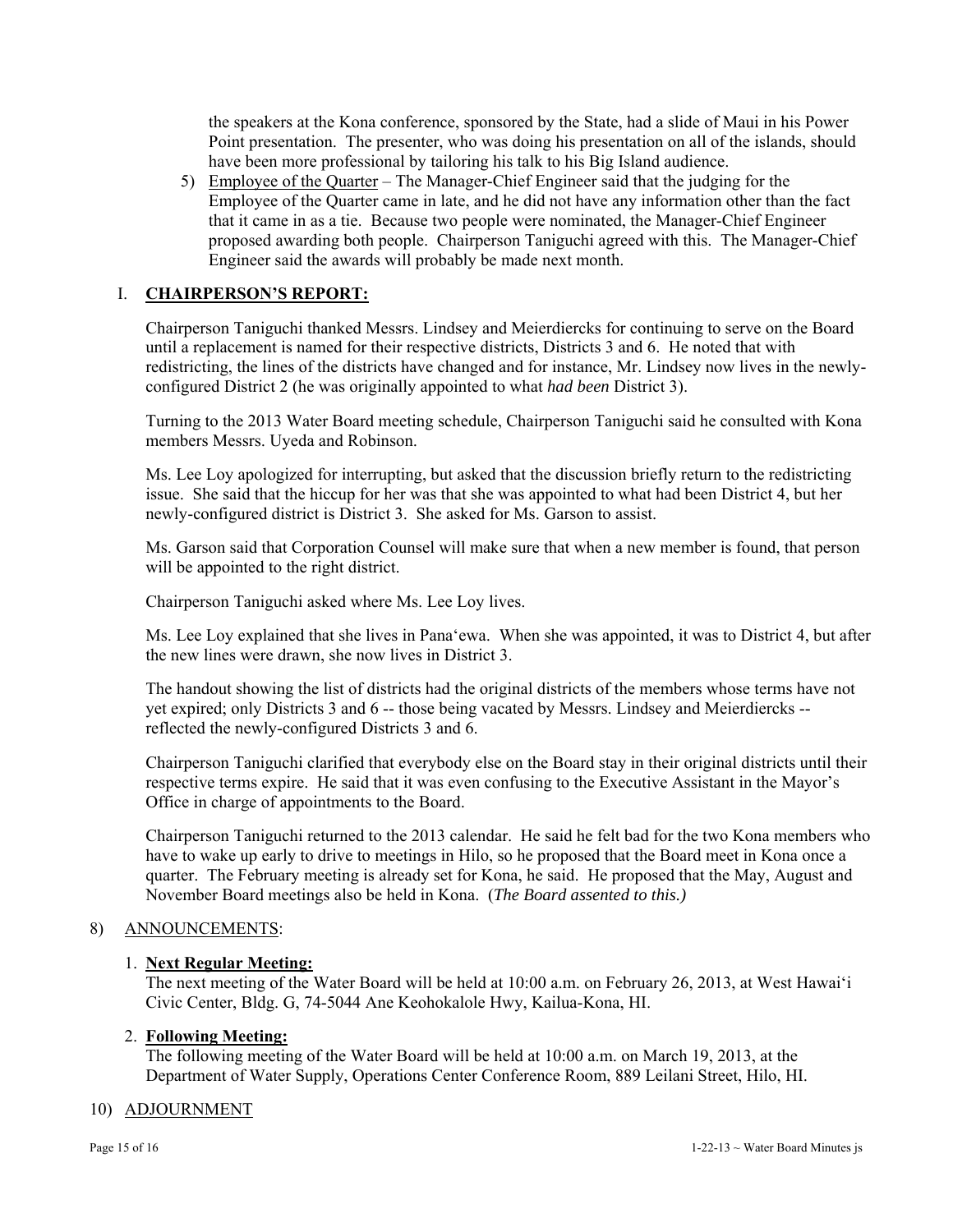the speakers at the Kona conference, sponsored by the State, had a slide of Maui in his Power Point presentation. The presenter, who was doing his presentation on all of the islands, should have been more professional by tailoring his talk to his Big Island audience.

5) Employee of the Quarter – The Manager-Chief Engineer said that the judging for the Employee of the Quarter came in late, and he did not have any information other than the fact that it came in as a tie. Because two people were nominated, the Manager-Chief Engineer proposed awarding both people. Chairperson Taniguchi agreed with this. The Manager-Chief Engineer said the awards will probably be made next month.

## I. CHAIRPERSON'S REPORT:

Chairperson Taniguchi thanked Messrs. Lindsey and Meierdiercks for continuing to serve on the Board until a replacement is named for their respective districts, Districts 3 and 6. He noted that with redistricting, the lines of the districts have changed and for instance, Mr. Lindsey now lives in the newly-configured District 2 (he was originally appointed to what *had been* District 3).

Turning to the 2013 Water Board meeting schedule, Chairperson Taniguchi said he consulted with Kona members Messrs. Uyeda and Robinson.

Ms. Lee Loy apologized for interrupting, but asked that the discussion briefly return to the redistricting issue. She said that the hiccup for her was that she was appointed to what had been District 4, but her newly-configured district is District 3. She asked for Ms. Garson to assist.

Ms. Garson said that Corporation Counsel will make sure that when a new member is found, that person will be appointed to the right district.

Chairperson Taniguchi asked where Ms. Lee Loy lives.

Ms. Lee Loy explained that she lives in Pana'ewa. When she was appointed, it was to District 4, but after the new lines were drawn, she now lives in District 3.

The handout showing the list of districts had the original districts of the members whose terms have not yet expired; only Districts 3 and 6 -- those being vacated by Messrs. Lindsey and Meierdiercks -- reflected the newly-configured Districts 3 and 6.

Chairperson Taniguchi clarified that everybody else on the Board stay in their original districts until their respective terms expire. He said that it was even confusing to the Executive Assistant in the Mayor's Office in charge of appointments to the Board.

Chairperson Taniguchi returned to the 2013 calendar. He said he felt bad for the two Kona members who have to wake up early to drive to meetings in Hilo, so he proposed that the Board meet in Kona once a quarter. The February meeting is already set for Kona, he said. He proposed that the May, August and November Board meetings also be held in Kona. (*The Board assented to this.)*

## 8) ANNOUNCEMENTS:

1. **Next Regular Meeting:**
   The next meeting of the Water Board will be held at 10:00 a.m. on February 26, 2013, at West Hawai'i Civic Center, Bldg. G, 74-5044 Ane Keohokalole Hwy, Kailua-Kona, HI.

2. **Following Meeting:**
   The following meeting of the Water Board will be held at 10:00 a.m. on March 19, 2013, at the Department of Water Supply, Operations Center Conference Room, 889 Leilani Street, Hilo, HI.

## 10) ADJOURNMENT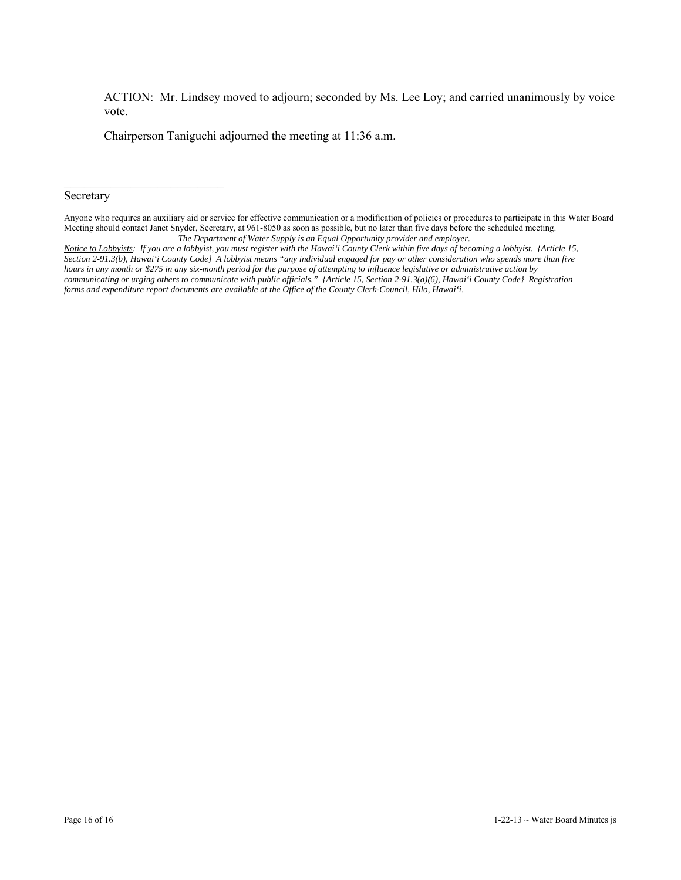ACTION: Mr. Lindsey moved to adjourn; seconded by Ms. Lee Loy; and carried unanimously by voice vote.

Chairperson Taniguchi adjourned the meeting at 11:36 a.m.

\_\_\_\_\_\_\_\_\_\_\_\_\_\_\_\_\_\_\_\_\_\_\_\_\_\_\_\_

Secretary

Anyone who requires an auxiliary aid or service for effective communication or a modification of policies or procedures to participate in this Water Board Meeting should contact Janet Snyder, Secretary, at 961-8050 as soon as possible, but no later than five days before the scheduled meeting.

*The Department of Water Supply is an Equal Opportunity provider and employer.*

*Notice to Lobbyists: If you are a lobbyist, you must register with the Hawai'i County Clerk within five days of becoming a lobbyist. {Article 15, Section 2-91.3(b), Hawai'i County Code} A lobbyist means "any individual engaged for pay or other consideration who spends more than five hours in any month or $275 in any six-month period for the purpose of attempting to influence legislative or administrative action by communicating or urging others to communicate with public officials." {Article 15, Section 2-91.3(a)(6), Hawai'i County Code} Registration forms and expenditure report documents are available at the Office of the County Clerk-Council, Hilo, Hawai'i.*